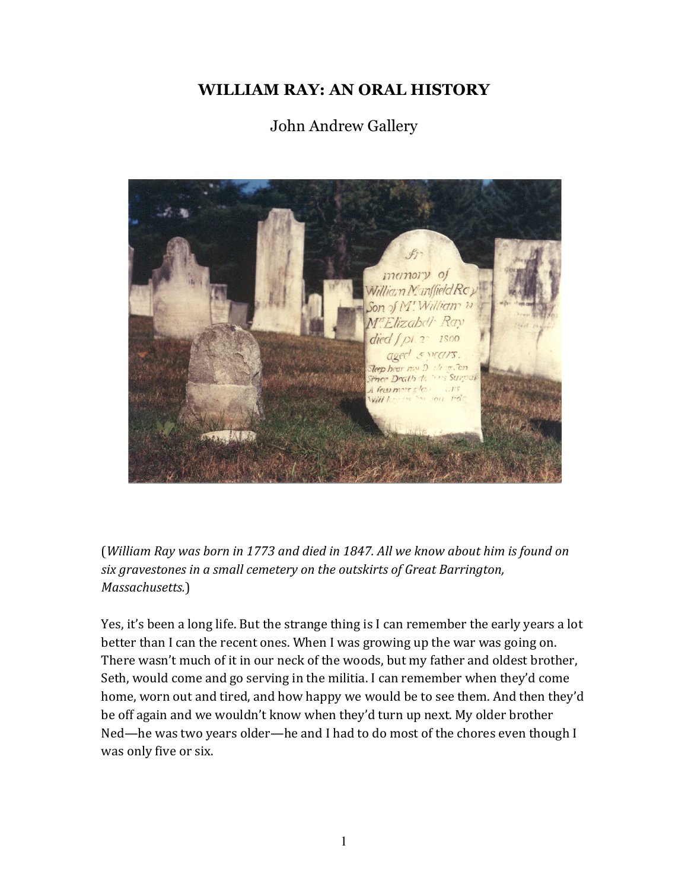# WILLIAM RAY: AN ORAL HISTORY

John Andrew Gallery

(*William Ray was born in 1773 and died in 1847. All we know about him is found on six gravestones in a small cemetery on the outskirts of Great Barrington, Massachusetts.*)

Yes, it's been a long life. But the strange thing is I can remember the early years a lot better than I can the recent ones. When I was growing up the war was going on. There wasn't much of it in our neck of the woods, but my father and oldest brother, Seth, would come and go serving in the militia. I can remember when they'd come home, worn out and tired, and how happy we would be to see them. And then they'd be off again and we wouldn't know when they'd turn up next. My older brother Ned—he was two years older—he and I had to do most of the chores even though I was only five or six.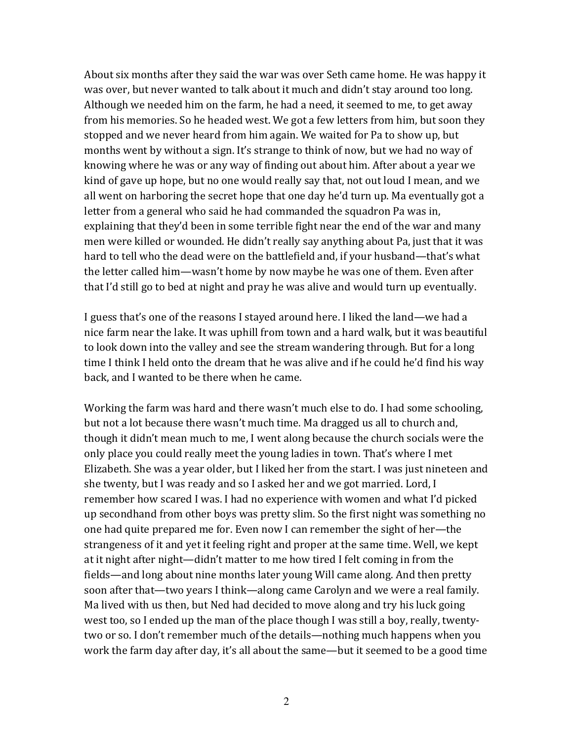About six months after they said the war was over Seth came home. He was happy it was over, but never wanted to talk about it much and didn't stay around too long. Although we needed him on the farm, he had a need, it seemed to me, to get away from his memories. So he headed west. We got a few letters from him, but soon they stopped and we never heard from him again. We waited for Pa to show up, but months went by without a sign. It's strange to think of now, but we had no way of knowing where he was or any way of finding out about him. After about a year we kind of gave up hope, but no one would really say that, not out loud I mean, and we all went on harboring the secret hope that one day he'd turn up. Ma eventually got a letter from a general who said he had commanded the squadron Pa was in, explaining that they'd been in some terrible fight near the end of the war and many men were killed or wounded. He didn't really say anything about Pa, just that it was hard to tell who the dead were on the battlefield and, if your husband—that's what the letter called him—wasn't home by now maybe he was one of them. Even after that I'd still go to bed at night and pray he was alive and would turn up eventually.

I guess that's one of the reasons I stayed around here. I liked the land—we had a nice farm near the lake. It was uphill from town and a hard walk, but it was beautiful to look down into the valley and see the stream wandering through. But for a long time I think I held onto the dream that he was alive and if he could he'd find his way back, and I wanted to be there when he came.

Working the farm was hard and there wasn't much else to do. I had some schooling, but not a lot because there wasn't much time. Ma dragged us all to church and, though it didn't mean much to me, I went along because the church socials were the only place you could really meet the young ladies in town. That's where I met Elizabeth. She was a year older, but I liked her from the start. I was just nineteen and she twenty, but I was ready and so I asked her and we got married. Lord, I remember how scared I was. I had no experience with women and what I'd picked up secondhand from other boys was pretty slim. So the first night was something no one had quite prepared me for. Even now I can remember the sight of her—the strangeness of it and yet it feeling right and proper at the same time. Well, we kept at it night after night—didn't matter to me how tired I felt coming in from the fields—and long about nine months later young Will came along. And then pretty soon after that—two years I think—along came Carolyn and we were a real family. Ma lived with us then, but Ned had decided to move along and try his luck going west too, so I ended up the man of the place though I was still a boy, really, twenty-two or so. I don't remember much of the details—nothing much happens when you work the farm day after day, it's all about the same—but it seemed to be a good time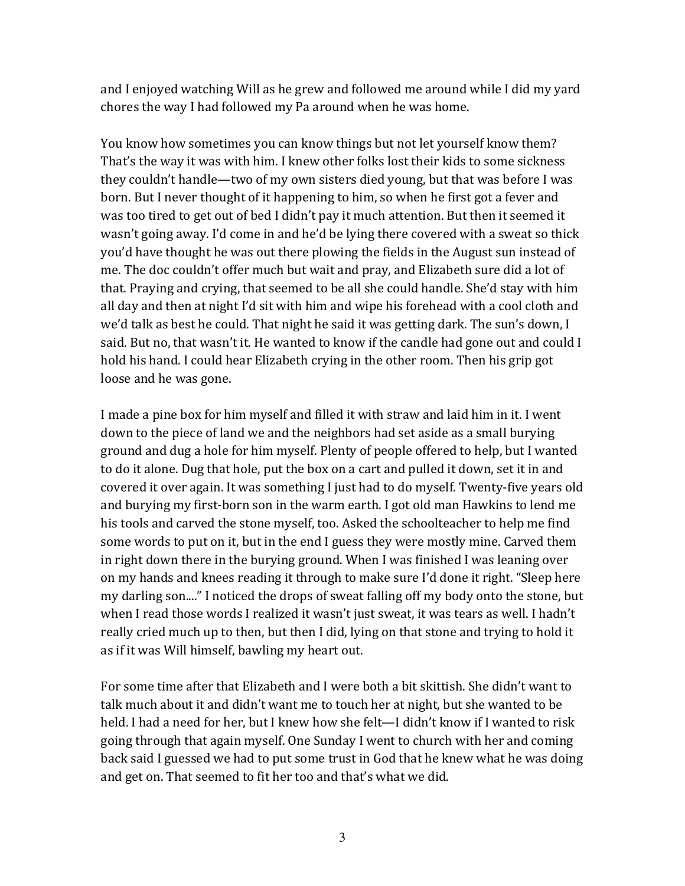and I enjoyed watching Will as he grew and followed me around while I did my yard chores the way I had followed my Pa around when he was home.

You know how sometimes you can know things but not let yourself know them? That's the way it was with him. I knew other folks lost their kids to some sickness they couldn't handle—two of my own sisters died young, but that was before I was born. But I never thought of it happening to him, so when he first got a fever and was too tired to get out of bed I didn't pay it much attention. But then it seemed it wasn't going away. I'd come in and he'd be lying there covered with a sweat so thick you'd have thought he was out there plowing the fields in the August sun instead of me. The doc couldn't offer much but wait and pray, and Elizabeth sure did a lot of that. Praying and crying, that seemed to be all she could handle. She'd stay with him all day and then at night I'd sit with him and wipe his forehead with a cool cloth and we'd talk as best he could. That night he said it was getting dark. The sun's down, I said. But no, that wasn't it. He wanted to know if the candle had gone out and could I hold his hand. I could hear Elizabeth crying in the other room. Then his grip got loose and he was gone.

I made a pine box for him myself and filled it with straw and laid him in it. I went down to the piece of land we and the neighbors had set aside as a small burying ground and dug a hole for him myself. Plenty of people offered to help, but I wanted to do it alone. Dug that hole, put the box on a cart and pulled it down, set it in and covered it over again. It was something I just had to do myself. Twenty-five years old and burying my first-born son in the warm earth. I got old man Hawkins to lend me his tools and carved the stone myself, too. Asked the schoolteacher to help me find some words to put on it, but in the end I guess they were mostly mine. Carved them in right down there in the burying ground. When I was finished I was leaning over on my hands and knees reading it through to make sure I'd done it right. "Sleep here my darling son...." I noticed the drops of sweat falling off my body onto the stone, but when I read those words I realized it wasn't just sweat, it was tears as well. I hadn't really cried much up to then, but then I did, lying on that stone and trying to hold it as if it was Will himself, bawling my heart out.

For some time after that Elizabeth and I were both a bit skittish. She didn't want to talk much about it and didn't want me to touch her at night, but she wanted to be held. I had a need for her, but I knew how she felt—I didn't know if I wanted to risk going through that again myself. One Sunday I went to church with her and coming back said I guessed we had to put some trust in God that he knew what he was doing and get on. That seemed to fit her too and that's what we did.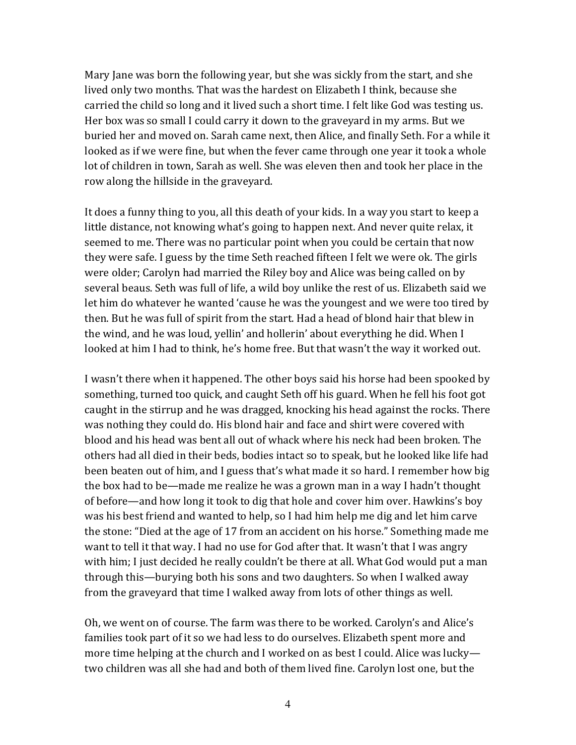Mary Jane was born the following year, but she was sickly from the start, and she lived only two months. That was the hardest on Elizabeth I think, because she carried the child so long and it lived such a short time. I felt like God was testing us. Her box was so small I could carry it down to the graveyard in my arms. But we buried her and moved on. Sarah came next, then Alice, and finally Seth. For a while it looked as if we were fine, but when the fever came through one year it took a whole lot of children in town, Sarah as well. She was eleven then and took her place in the row along the hillside in the graveyard.

It does a funny thing to you, all this death of your kids. In a way you start to keep a little distance, not knowing what's going to happen next. And never quite relax, it seemed to me. There was no particular point when you could be certain that now they were safe. I guess by the time Seth reached fifteen I felt we were ok. The girls were older; Carolyn had married the Riley boy and Alice was being called on by several beaus. Seth was full of life, a wild boy unlike the rest of us. Elizabeth said we let him do whatever he wanted 'cause he was the youngest and we were too tired by then. But he was full of spirit from the start. Had a head of blond hair that blew in the wind, and he was loud, yellin' and hollerin' about everything he did. When I looked at him I had to think, he's home free. But that wasn't the way it worked out.

I wasn't there when it happened. The other boys said his horse had been spooked by something, turned too quick, and caught Seth off his guard. When he fell his foot got caught in the stirrup and he was dragged, knocking his head against the rocks. There was nothing they could do. His blond hair and face and shirt were covered with blood and his head was bent all out of whack where his neck had been broken. The others had all died in their beds, bodies intact so to speak, but he looked like life had been beaten out of him, and I guess that's what made it so hard. I remember how big the box had to be—made me realize he was a grown man in a way I hadn't thought of before—and how long it took to dig that hole and cover him over. Hawkins's boy was his best friend and wanted to help, so I had him help me dig and let him carve the stone: "Died at the age of 17 from an accident on his horse." Something made me want to tell it that way. I had no use for God after that. It wasn't that I was angry with him; I just decided he really couldn't be there at all. What God would put a man through this—burying both his sons and two daughters. So when I walked away from the graveyard that time I walked away from lots of other things as well.

Oh, we went on of course. The farm was there to be worked. Carolyn's and Alice's families took part of it so we had less to do ourselves. Elizabeth spent more and more time helping at the church and I worked on as best I could. Alice was lucky—two children was all she had and both of them lived fine. Carolyn lost one, but the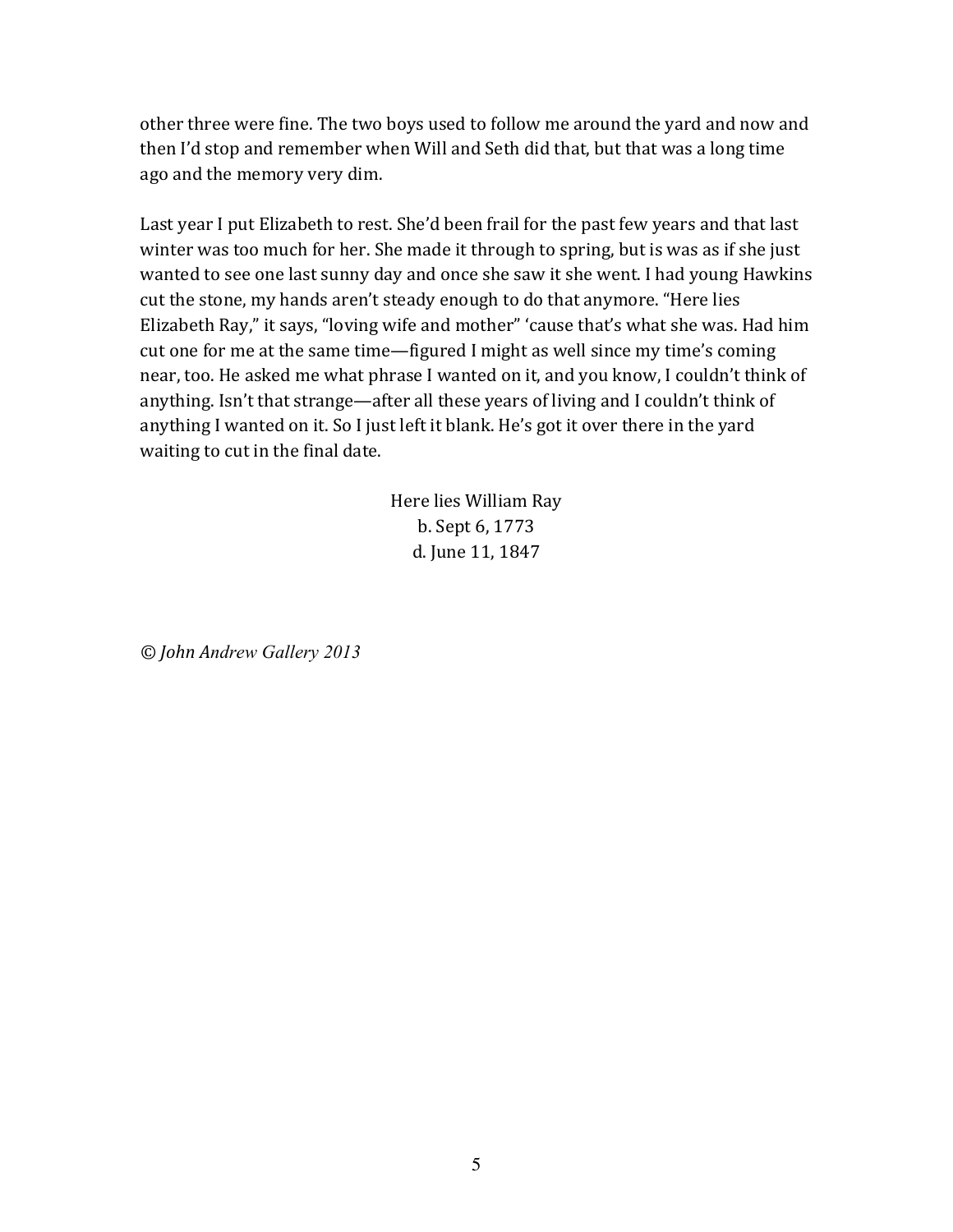other three were fine. The two boys used to follow me around the yard and now and then I'd stop and remember when Will and Seth did that, but that was a long time ago and the memory very dim.

Last year I put Elizabeth to rest. She'd been frail for the past few years and that last winter was too much for her. She made it through to spring, but is was as if she just wanted to see one last sunny day and once she saw it she went. I had young Hawkins cut the stone, my hands aren't steady enough to do that anymore. "Here lies Elizabeth Ray," it says, "loving wife and mother" 'cause that's what she was. Had him cut one for me at the same time—figured I might as well since my time's coming near, too. He asked me what phrase I wanted on it, and you know, I couldn't think of anything. Isn't that strange—after all these years of living and I couldn't think of anything I wanted on it. So I just left it blank. He's got it over there in the yard waiting to cut in the final date.

Here lies William Ray
b. Sept 6, 1773
d. June 11, 1847

*© John Andrew Gallery 2013*